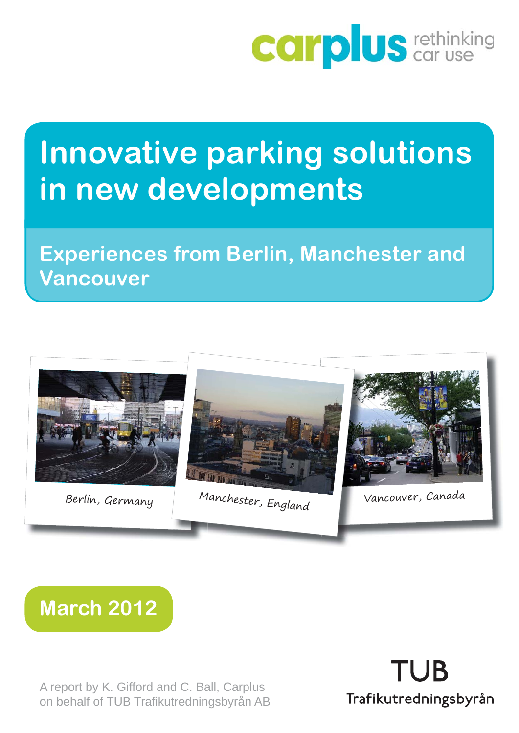carplus rethinking car use

# Innovative parking solutions in new developments

## Experiences from Berlin, Manchester and Vancouver

Berlin, Germany

Manchester, England

Vancouver, Canada

**March 2012**

A report by K. Gifford and C. Ball, Carplus on behalf of TUB Trafikutredningsbyrån AB

TUB Trafikutredningsbyrån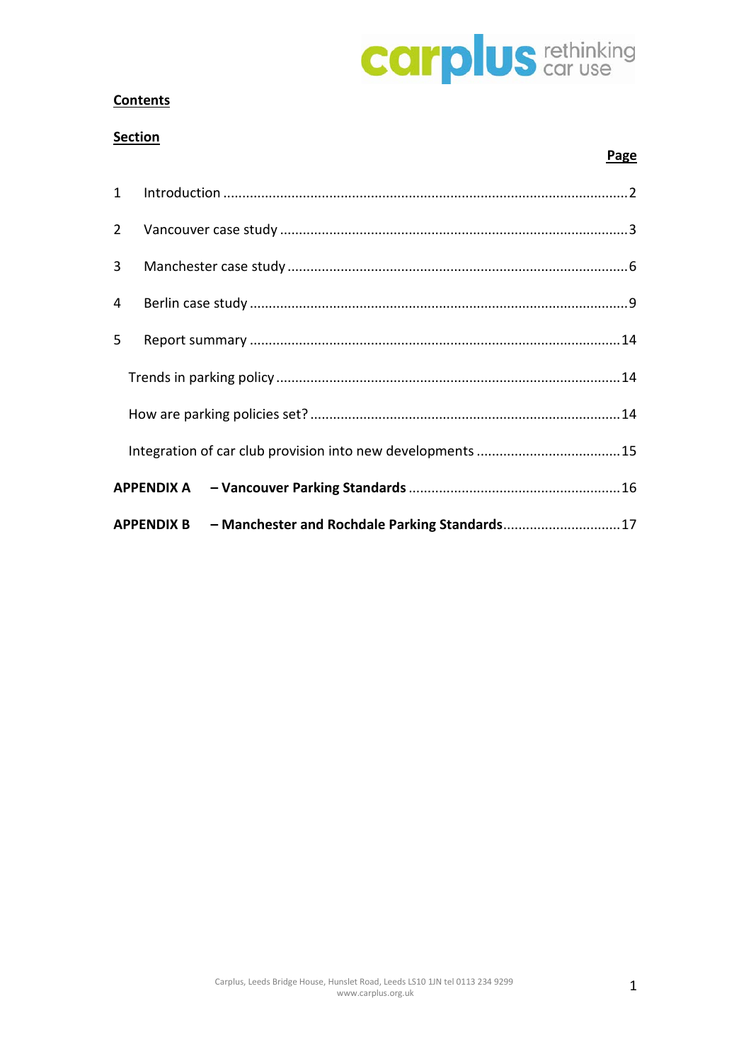**Contents**

**Section**

| | | **Page** |
|---|---|---|
| 1 | Introduction | 2 |
| 2 | Vancouver case study | 3 |
| 3 | Manchester case study | 6 |
| 4 | Berlin case study | 9 |
| 5 | Report summary | 14 |
| | Trends in parking policy | 14 |
| | How are parking policies set? | 14 |
| | Integration of car club provision into new developments | 15 |
| **APPENDIX A** | **– Vancouver Parking Standards** | 16 |
| **APPENDIX B** | **– Manchester and Rochdale Parking Standards** | 17 |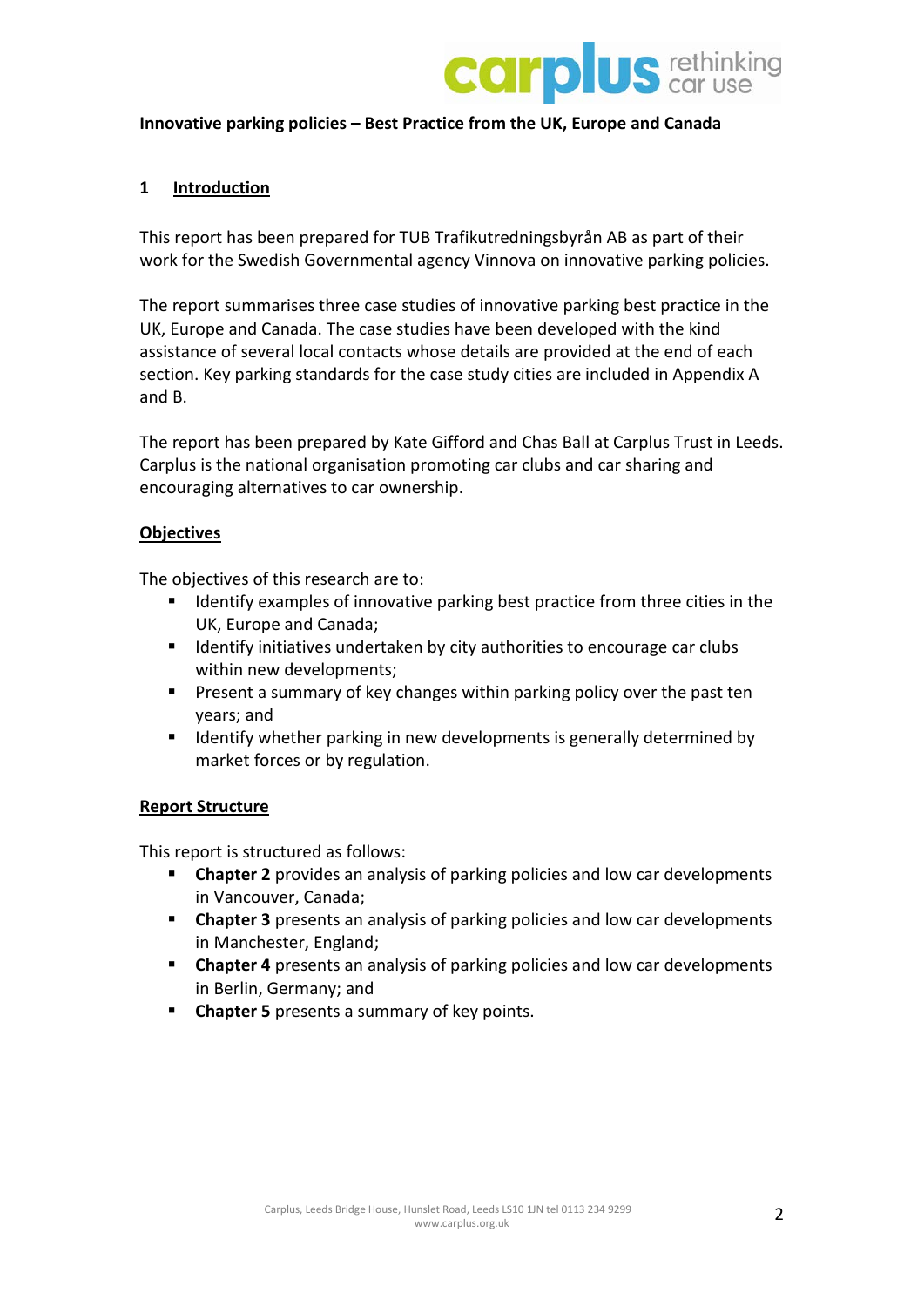**Innovative parking policies – Best Practice from the UK, Europe and Canada**

## 1 Introduction

This report has been prepared for TUB Trafikutredningsbyrån AB as part of their work for the Swedish Governmental agency Vinnova on innovative parking policies.

The report summarises three case studies of innovative parking best practice in the UK, Europe and Canada. The case studies have been developed with the kind assistance of several local contacts whose details are provided at the end of each section. Key parking standards for the case study cities are included in Appendix A and B.

The report has been prepared by Kate Gifford and Chas Ball at Carplus Trust in Leeds. Carplus is the national organisation promoting car clubs and car sharing and encouraging alternatives to car ownership.

### Objectives

The objectives of this research are to:

- Identify examples of innovative parking best practice from three cities in the UK, Europe and Canada;
- Identify initiatives undertaken by city authorities to encourage car clubs within new developments;
- Present a summary of key changes within parking policy over the past ten years; and
- Identify whether parking in new developments is generally determined by market forces or by regulation.

### Report Structure

This report is structured as follows:

- **Chapter 2** provides an analysis of parking policies and low car developments in Vancouver, Canada;
- **Chapter 3** presents an analysis of parking policies and low car developments in Manchester, England;
- **Chapter 4** presents an analysis of parking policies and low car developments in Berlin, Germany; and
- **Chapter 5** presents a summary of key points.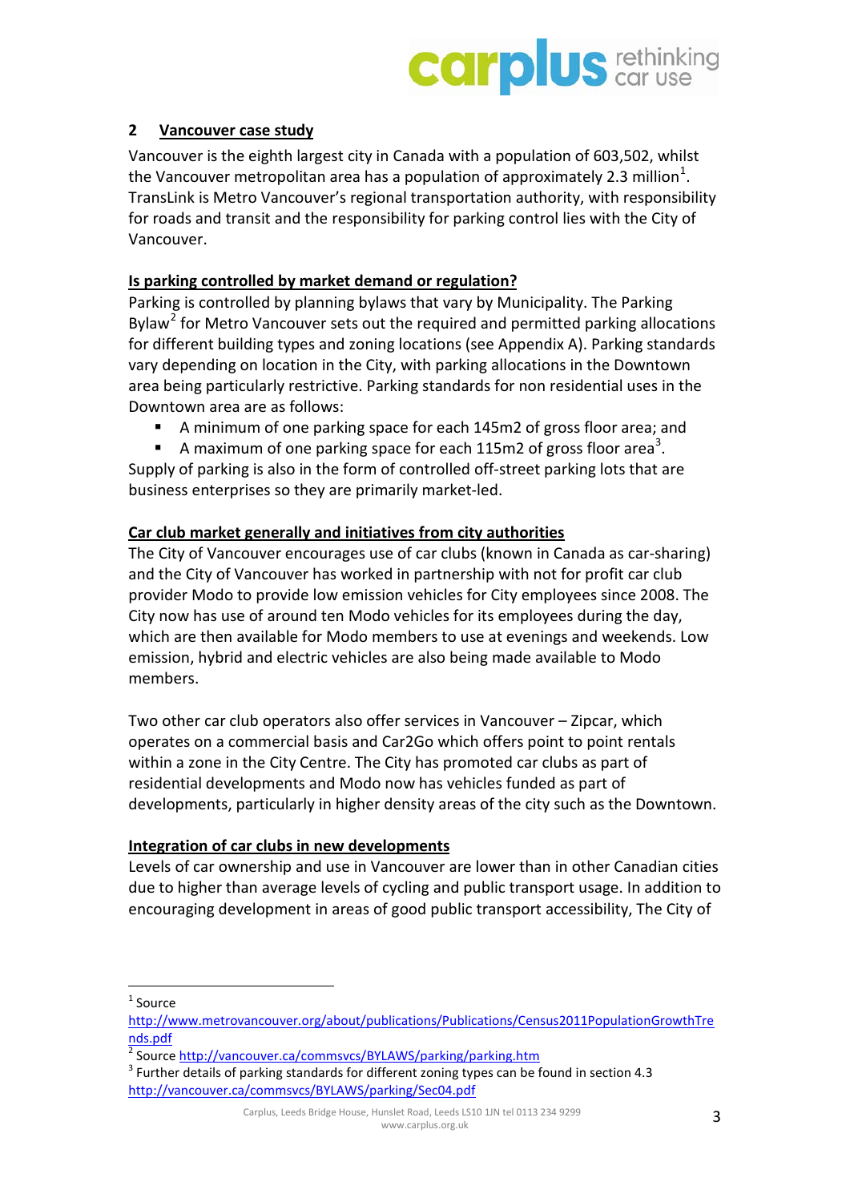## 2 Vancouver case study

Vancouver is the eighth largest city in Canada with a population of 603,502, whilst the Vancouver metropolitan area has a population of approximately 2.3 million[1]. TransLink is Metro Vancouver's regional transportation authority, with responsibility for roads and transit and the responsibility for parking control lies with the City of Vancouver.

### Is parking controlled by market demand or regulation?

Parking is controlled by planning bylaws that vary by Municipality. The Parking Bylaw[2] for Metro Vancouver sets out the required and permitted parking allocations for different building types and zoning locations (see Appendix A). Parking standards vary depending on location in the City, with parking allocations in the Downtown area being particularly restrictive. Parking standards for non residential uses in the Downtown area are as follows:

- A minimum of one parking space for each 145m2 of gross floor area; and
- A maximum of one parking space for each 115m2 of gross floor area[3].

Supply of parking is also in the form of controlled off-street parking lots that are business enterprises so they are primarily market-led.

### Car club market generally and initiatives from city authorities

The City of Vancouver encourages use of car clubs (known in Canada as car-sharing) and the City of Vancouver has worked in partnership with not for profit car club provider Modo to provide low emission vehicles for City employees since 2008. The City now has use of around ten Modo vehicles for its employees during the day, which are then available for Modo members to use at evenings and weekends. Low emission, hybrid and electric vehicles are also being made available to Modo members.

Two other car club operators also offer services in Vancouver – Zipcar, which operates on a commercial basis and Car2Go which offers point to point rentals within a zone in the City Centre. The City has promoted car clubs as part of residential developments and Modo now has vehicles funded as part of developments, particularly in higher density areas of the city such as the Downtown.

### Integration of car clubs in new developments

Levels of car ownership and use in Vancouver are lower than in other Canadian cities due to higher than average levels of cycling and public transport usage. In addition to encouraging development in areas of good public transport accessibility, The City of

---

[1] Source http://www.metrovancouver.org/about/publications/Publications/Census2011PopulationGrowthTrends.pdf

[2] Source http://vancouver.ca/commsvcs/BYLAWS/parking/parking.htm

[3] Further details of parking standards for different zoning types can be found in section 4.3 http://vancouver.ca/commsvcs/BYLAWS/parking/Sec04.pdf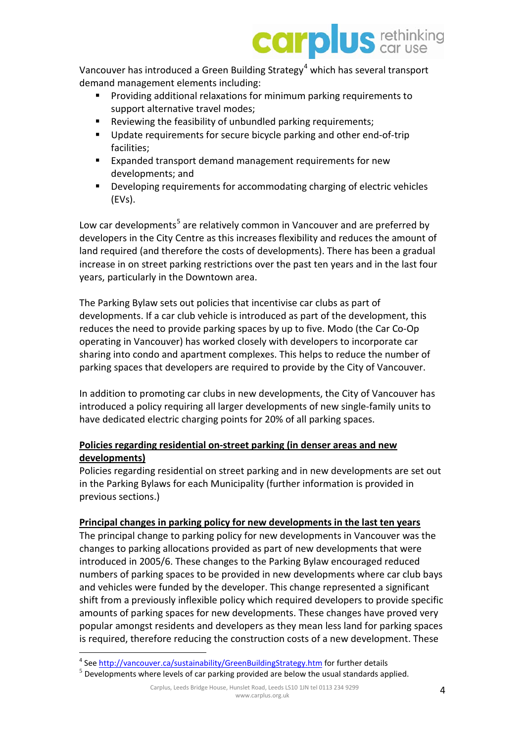Vancouver has introduced a Green Building Strategy[4] which has several transport demand management elements including:

- Providing additional relaxations for minimum parking requirements to support alternative travel modes;
- Reviewing the feasibility of unbundled parking requirements;
- Update requirements for secure bicycle parking and other end-of-trip facilities;
- Expanded transport demand management requirements for new developments; and
- Developing requirements for accommodating charging of electric vehicles (EVs).

Low car developments[5] are relatively common in Vancouver and are preferred by developers in the City Centre as this increases flexibility and reduces the amount of land required (and therefore the costs of developments). There has been a gradual increase in on street parking restrictions over the past ten years and in the last four years, particularly in the Downtown area.

The Parking Bylaw sets out policies that incentivise car clubs as part of developments. If a car club vehicle is introduced as part of the development, this reduces the need to provide parking spaces by up to five. Modo (the Car Co-Op operating in Vancouver) has worked closely with developers to incorporate car sharing into condo and apartment complexes. This helps to reduce the number of parking spaces that developers are required to provide by the City of Vancouver.

In addition to promoting car clubs in new developments, the City of Vancouver has introduced a policy requiring all larger developments of new single-family units to have dedicated electric charging points for 20% of all parking spaces.

**Policies regarding residential on-street parking (in denser areas and new developments)**

Policies regarding residential on street parking and in new developments are set out in the Parking Bylaws for each Municipality (further information is provided in previous sections.)

**Principal changes in parking policy for new developments in the last ten years**

The principal change to parking policy for new developments in Vancouver was the changes to parking allocations provided as part of new developments that were introduced in 2005/6. These changes to the Parking Bylaw encouraged reduced numbers of parking spaces to be provided in new developments where car club bays and vehicles were funded by the developer. This change represented a significant shift from a previously inflexible policy which required developers to provide specific amounts of parking spaces for new developments. These changes have proved very popular amongst residents and developers as they mean less land for parking spaces is required, therefore reducing the construction costs of a new development. These

[4] See http://vancouver.ca/sustainability/GreenBuildingStrategy.htm for further details

[5] Developments where levels of car parking provided are below the usual standards applied.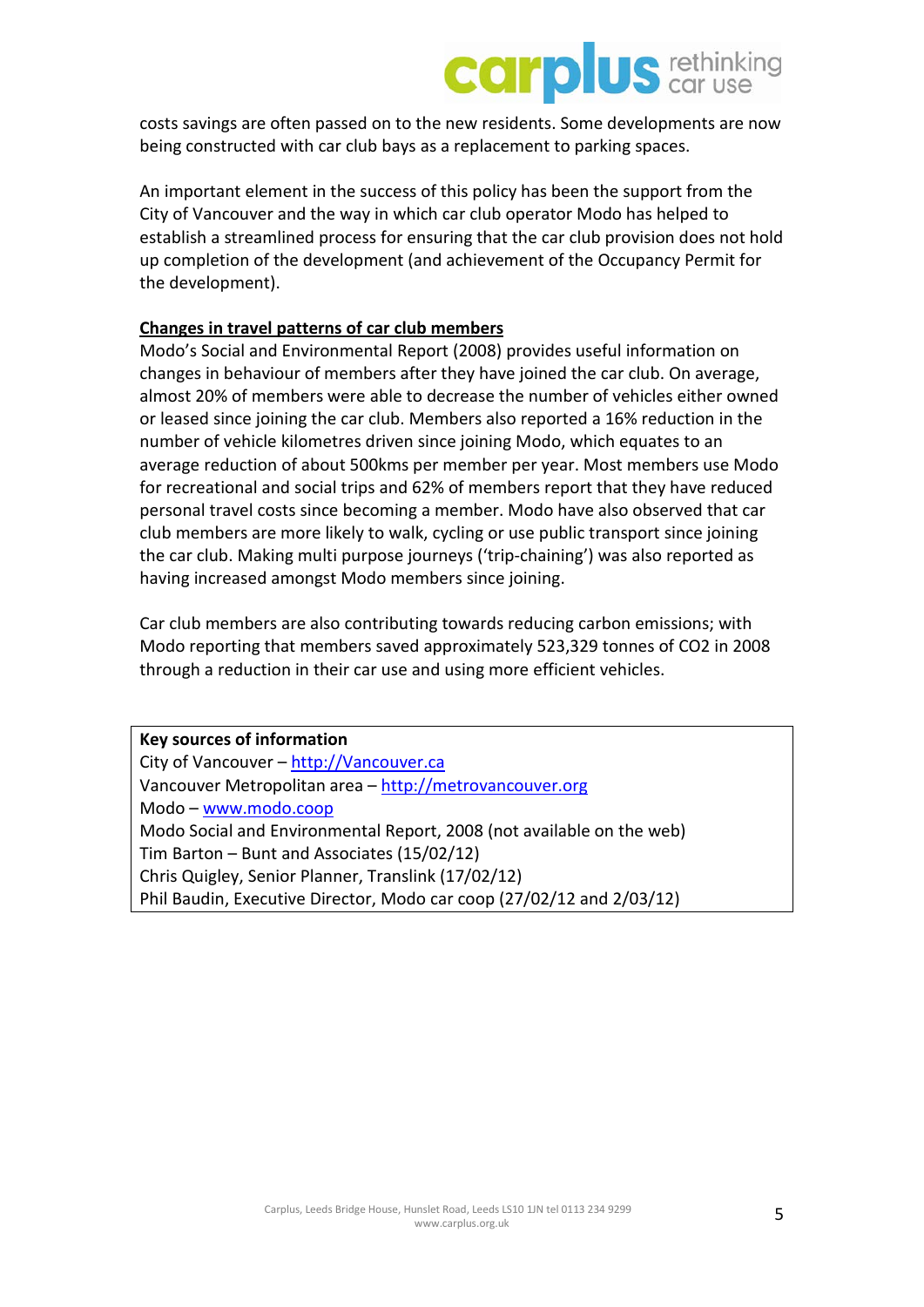costs savings are often passed on to the new residents. Some developments are now being constructed with car club bays as a replacement to parking spaces.

An important element in the success of this policy has been the support from the City of Vancouver and the way in which car club operator Modo has helped to establish a streamlined process for ensuring that the car club provision does not hold up completion of the development (and achievement of the Occupancy Permit for the development).

**Changes in travel patterns of car club members**

Modo's Social and Environmental Report (2008) provides useful information on changes in behaviour of members after they have joined the car club. On average, almost 20% of members were able to decrease the number of vehicles either owned or leased since joining the car club. Members also reported a 16% reduction in the number of vehicle kilometres driven since joining Modo, which equates to an average reduction of about 500kms per member per year. Most members use Modo for recreational and social trips and 62% of members report that they have reduced personal travel costs since becoming a member. Modo have also observed that car club members are more likely to walk, cycling or use public transport since joining the car club. Making multi purpose journeys ('trip-chaining') was also reported as having increased amongst Modo members since joining.

Car club members are also contributing towards reducing carbon emissions; with Modo reporting that members saved approximately 523,329 tonnes of $CO_2$ in 2008 through a reduction in their car use and using more efficient vehicles.

**Key sources of information**
City of Vancouver – http://Vancouver.ca
Vancouver Metropolitan area – http://metrovancouver.org
Modo – www.modo.coop
Modo Social and Environmental Report, 2008 (not available on the web)
Tim Barton – Bunt and Associates (15/02/12)
Chris Quigley, Senior Planner, Translink (17/02/12)
Phil Baudin, Executive Director, Modo car coop (27/02/12 and 2/03/12)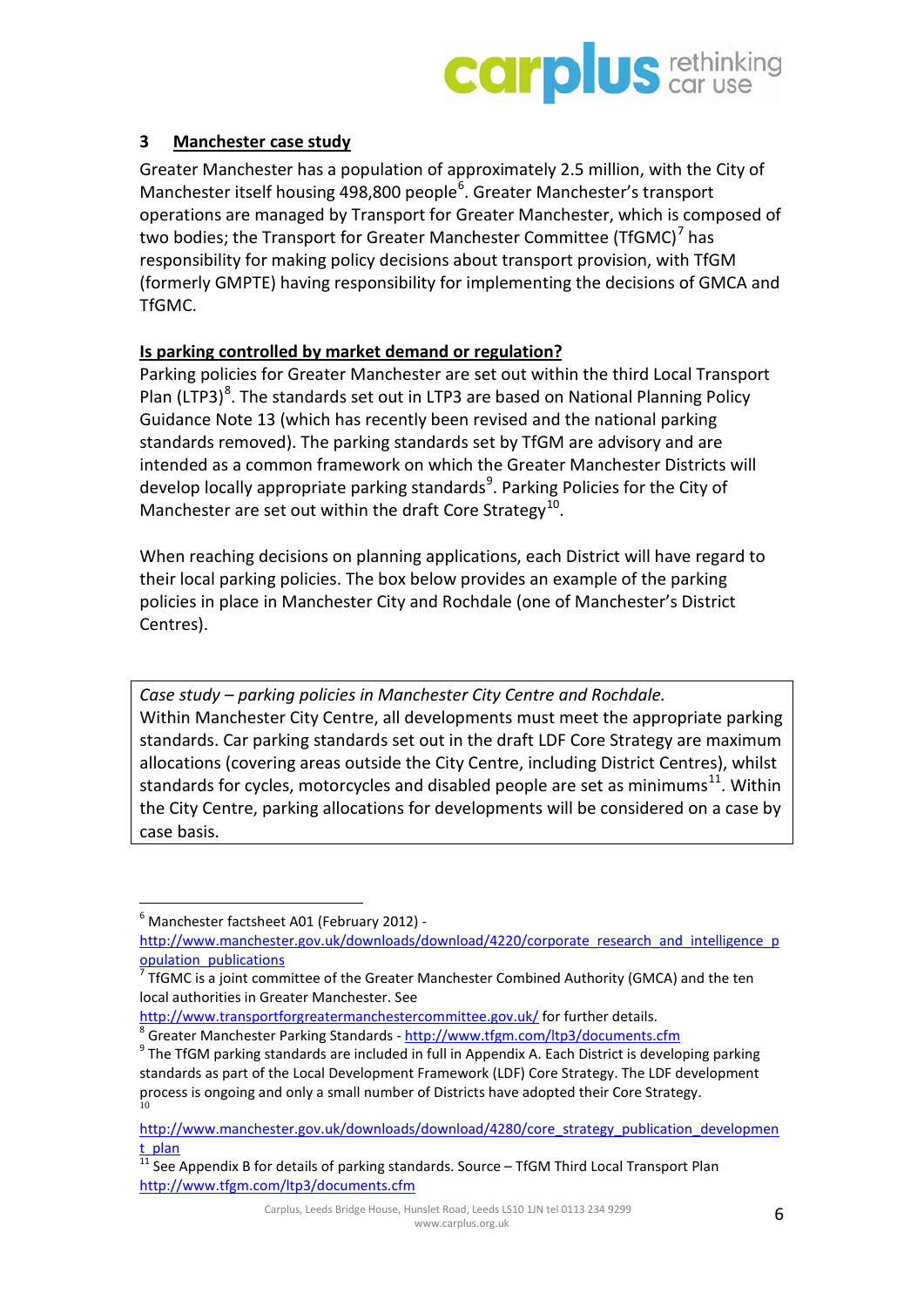## 3 Manchester case study

Greater Manchester has a population of approximately 2.5 million, with the City of Manchester itself housing 498,800 people[6]. Greater Manchester's transport operations are managed by Transport for Greater Manchester, which is composed of two bodies; the Transport for Greater Manchester Committee (TfGMC)[7] has responsibility for making policy decisions about transport provision, with TfGM (formerly GMPTE) having responsibility for implementing the decisions of GMCA and TfGMC.

### Is parking controlled by market demand or regulation?

Parking policies for Greater Manchester are set out within the third Local Transport Plan (LTP3)[8]. The standards set out in LTP3 are based on National Planning Policy Guidance Note 13 (which has recently been revised and the national parking standards removed). The parking standards set by TfGM are advisory and are intended as a common framework on which the Greater Manchester Districts will develop locally appropriate parking standards[9]. Parking Policies for the City of Manchester are set out within the draft Core Strategy[10].

When reaching decisions on planning applications, each District will have regard to their local parking policies. The box below provides an example of the parking policies in place in Manchester City and Rochdale (one of Manchester's District Centres).

> *Case study – parking policies in Manchester City Centre and Rochdale.*
> Within Manchester City Centre, all developments must meet the appropriate parking standards. Car parking standards set out in the draft LDF Core Strategy are maximum allocations (covering areas outside the City Centre, including District Centres), whilst standards for cycles, motorcycles and disabled people are set as minimums[11]. Within the City Centre, parking allocations for developments will be considered on a case by case basis.

---

[6] Manchester factsheet A01 (February 2012) - http://www.manchester.gov.uk/downloads/download/4220/corporate_research_and_intelligence_population_publications

[7] TfGMC is a joint committee of the Greater Manchester Combined Authority (GMCA) and the ten local authorities in Greater Manchester. See http://www.transportforgreatermanchestercommittee.gov.uk/ for further details.

[8] Greater Manchester Parking Standards - http://www.tfgm.com/ltp3/documents.cfm

[9] The TfGM parking standards are included in full in Appendix A. Each District is developing parking standards as part of the Local Development Framework (LDF) Core Strategy. The LDF development process is ongoing and only a small number of Districts have adopted their Core Strategy.

[10] http://www.manchester.gov.uk/downloads/download/4280/core_strategy_publication_development_plan

[11] See Appendix B for details of parking standards. Source – TfGM Third Local Transport Plan http://www.tfgm.com/ltp3/documents.cfm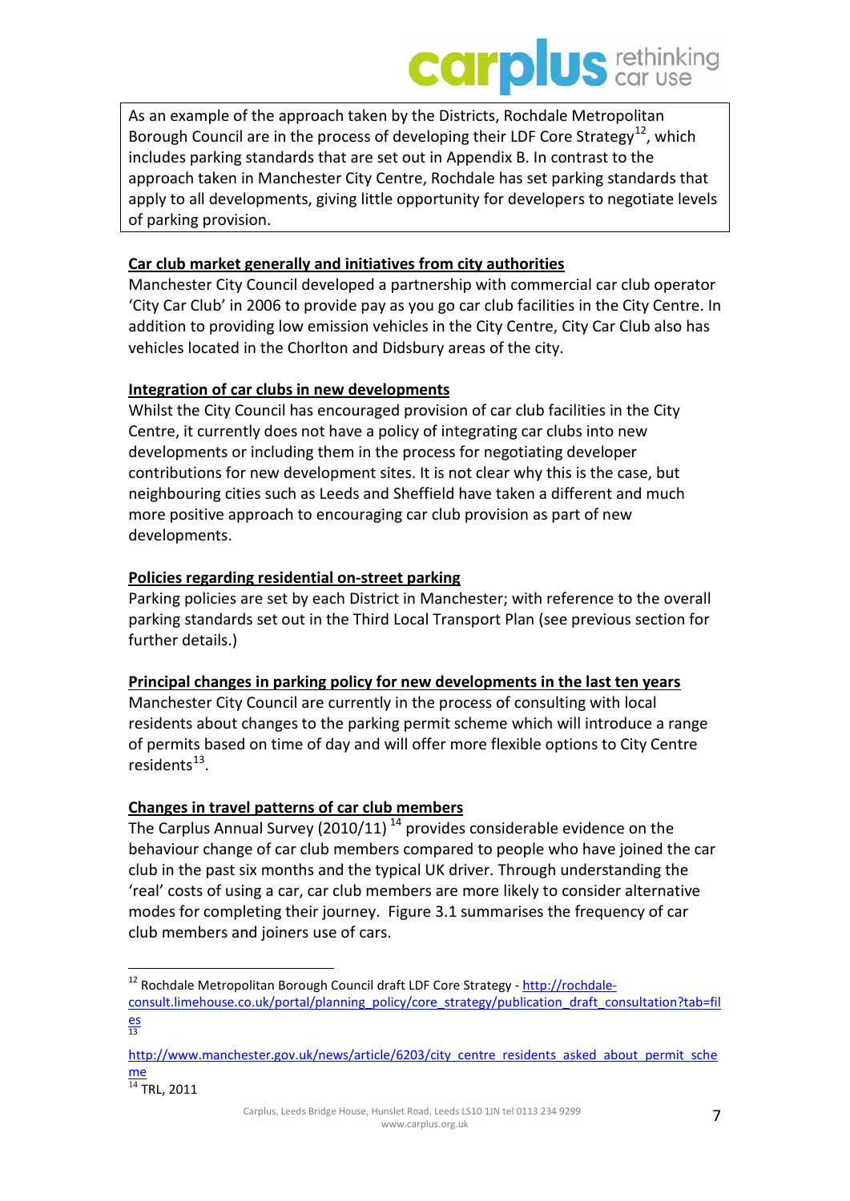As an example of the approach taken by the Districts, Rochdale Metropolitan Borough Council are in the process of developing their LDF Core Strategy[12], which includes parking standards that are set out in Appendix B. In contrast to the approach taken in Manchester City Centre, Rochdale has set parking standards that apply to all developments, giving little opportunity for developers to negotiate levels of parking provision.

**Car club market generally and initiatives from city authorities**

Manchester City Council developed a partnership with commercial car club operator 'City Car Club' in 2006 to provide pay as you go car club facilities in the City Centre. In addition to providing low emission vehicles in the City Centre, City Car Club also has vehicles located in the Chorlton and Didsbury areas of the city.

**Integration of car clubs in new developments**

Whilst the City Council has encouraged provision of car club facilities in the City Centre, it currently does not have a policy of integrating car clubs into new developments or including them in the process for negotiating developer contributions for new development sites. It is not clear why this is the case, but neighbouring cities such as Leeds and Sheffield have taken a different and much more positive approach to encouraging car club provision as part of new developments.

**Policies regarding residential on-street parking**

Parking policies are set by each District in Manchester; with reference to the overall parking standards set out in the Third Local Transport Plan (see previous section for further details.)

**Principal changes in parking policy for new developments in the last ten years**

Manchester City Council are currently in the process of consulting with local residents about changes to the parking permit scheme which will introduce a range of permits based on time of day and will offer more flexible options to City Centre residents[13].

**Changes in travel patterns of car club members**

The Carplus Annual Survey (2010/11) [14] provides considerable evidence on the behaviour change of car club members compared to people who have joined the car club in the past six months and the typical UK driver. Through understanding the 'real' costs of using a car, car club members are more likely to consider alternative modes for completing their journey. Figure 3.1 summarises the frequency of car club members and joiners use of cars.

---

[12] Rochdale Metropolitan Borough Council draft LDF Core Strategy - http://rochdale-consult.limehouse.co.uk/portal/planning_policy/core_strategy/publication_draft_consultation?tab=files

[13] http://www.manchester.gov.uk/news/article/6203/city_centre_residents_asked_about_permit_scheme

[14] TRL, 2011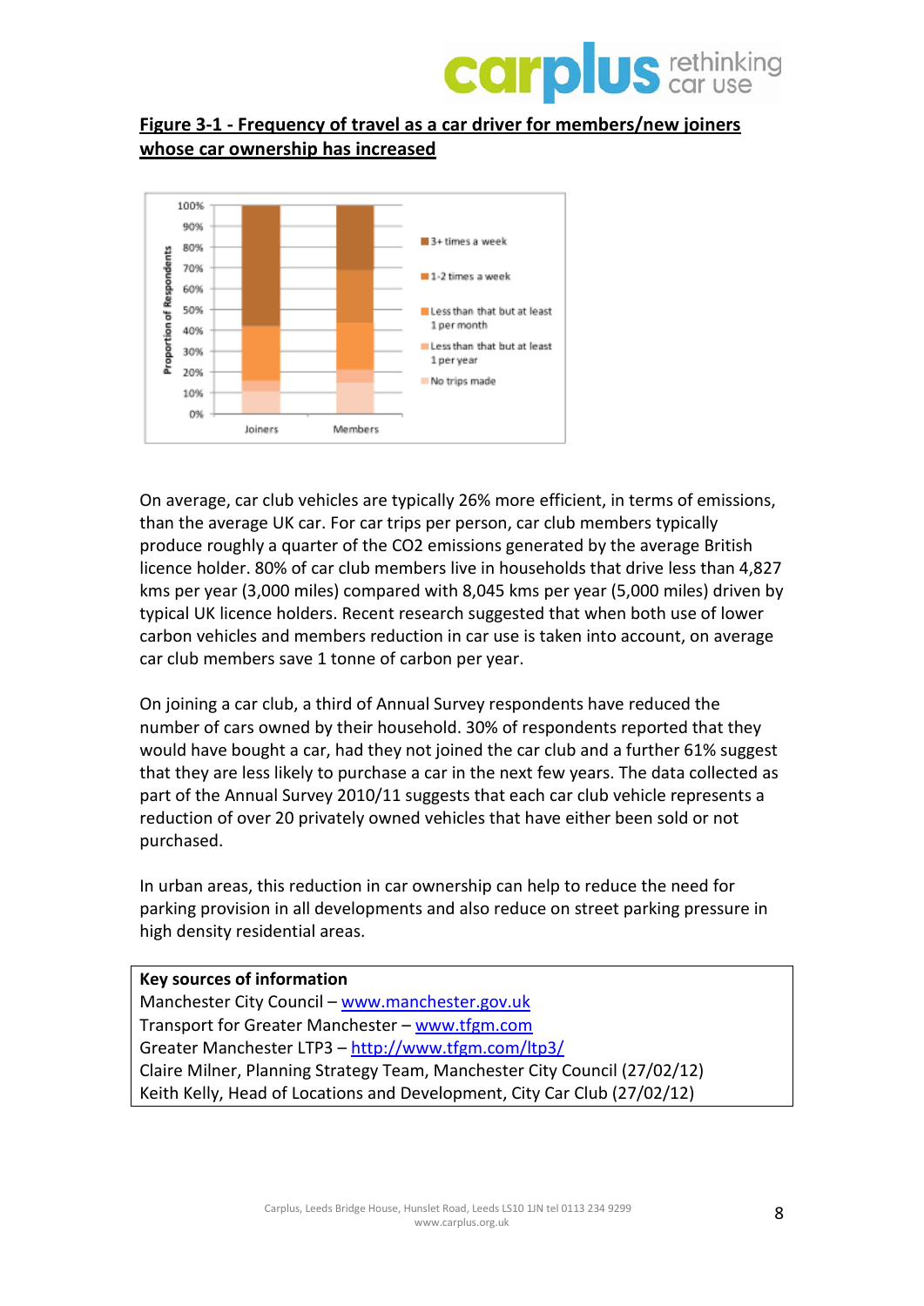**Figure 3-1 - Frequency of travel as a car driver for members/new joiners whose car ownership has increased**

On average, car club vehicles are typically 26% more efficient, in terms of emissions, than the average UK car. For car trips per person, car club members typically produce roughly a quarter of the $CO_2$ emissions generated by the average British licence holder. 80% of car club members live in households that drive less than 4,827 kms per year (3,000 miles) compared with 8,045 kms per year (5,000 miles) driven by typical UK licence holders. Recent research suggested that when both use of lower carbon vehicles and members reduction in car use is taken into account, on average car club members save 1 tonne of carbon per year.

On joining a car club, a third of Annual Survey respondents have reduced the number of cars owned by their household. 30% of respondents reported that they would have bought a car, had they not joined the car club and a further 61% suggest that they are less likely to purchase a car in the next few years. The data collected as part of the Annual Survey 2010/11 suggests that each car club vehicle represents a reduction of over 20 privately owned vehicles that have either been sold or not purchased.

In urban areas, this reduction in car ownership can help to reduce the need for parking provision in all developments and also reduce on street parking pressure in high density residential areas.

**Key sources of information**

Manchester City Council – www.manchester.gov.uk
Transport for Greater Manchester – www.tfgm.com
Greater Manchester LTP3 – http://www.tfgm.com/ltp3/
Claire Milner, Planning Strategy Team, Manchester City Council (27/02/12)
Keith Kelly, Head of Locations and Development, City Car Club (27/02/12)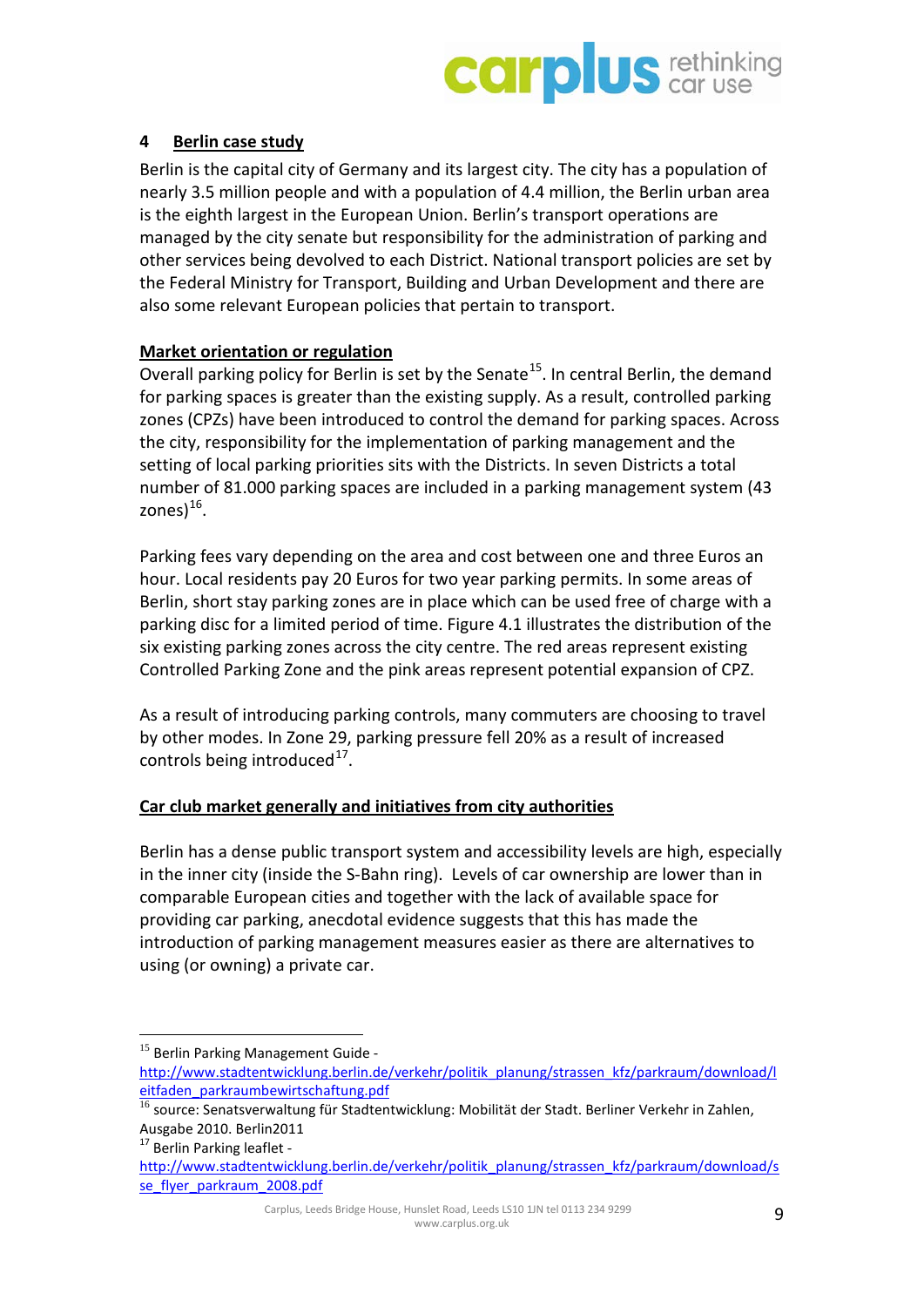## 4 Berlin case study

Berlin is the capital city of Germany and its largest city. The city has a population of nearly 3.5 million people and with a population of 4.4 million, the Berlin urban area is the eighth largest in the European Union. Berlin's transport operations are managed by the city senate but responsibility for the administration of parking and other services being devolved to each District. National transport policies are set by the Federal Ministry for Transport, Building and Urban Development and there are also some relevant European policies that pertain to transport.

### Market orientation or regulation

Overall parking policy for Berlin is set by the Senate[15]. In central Berlin, the demand for parking spaces is greater than the existing supply. As a result, controlled parking zones (CPZs) have been introduced to control the demand for parking spaces. Across the city, responsibility for the implementation of parking management and the setting of local parking priorities sits with the Districts. In seven Districts a total number of 81.000 parking spaces are included in a parking management system (43 zones)[16].

Parking fees vary depending on the area and cost between one and three Euros an hour. Local residents pay 20 Euros for two year parking permits. In some areas of Berlin, short stay parking zones are in place which can be used free of charge with a parking disc for a limited period of time. Figure 4.1 illustrates the distribution of the six existing parking zones across the city centre. The red areas represent existing Controlled Parking Zone and the pink areas represent potential expansion of CPZ.

As a result of introducing parking controls, many commuters are choosing to travel by other modes. In Zone 29, parking pressure fell 20% as a result of increased controls being introduced[17].

### Car club market generally and initiatives from city authorities

Berlin has a dense public transport system and accessibility levels are high, especially in the inner city (inside the S-Bahn ring). Levels of car ownership are lower than in comparable European cities and together with the lack of available space for providing car parking, anecdotal evidence suggests that this has made the introduction of parking management measures easier as there are alternatives to using (or owning) a private car.

---

[15] Berlin Parking Management Guide - http://www.stadtentwicklung.berlin.de/verkehr/politik_planung/strassen_kfz/parkraum/download/leitfaden_parkraumbewirtschaftung.pdf

[16] source: Senatsverwaltung für Stadtentwicklung: Mobilität der Stadt. Berliner Verkehr in Zahlen, Ausgabe 2010. Berlin2011

[17] Berlin Parking leaflet - http://www.stadtentwicklung.berlin.de/verkehr/politik_planung/strassen_kfz/parkraum/download/se_flyer_parkraum_2008.pdf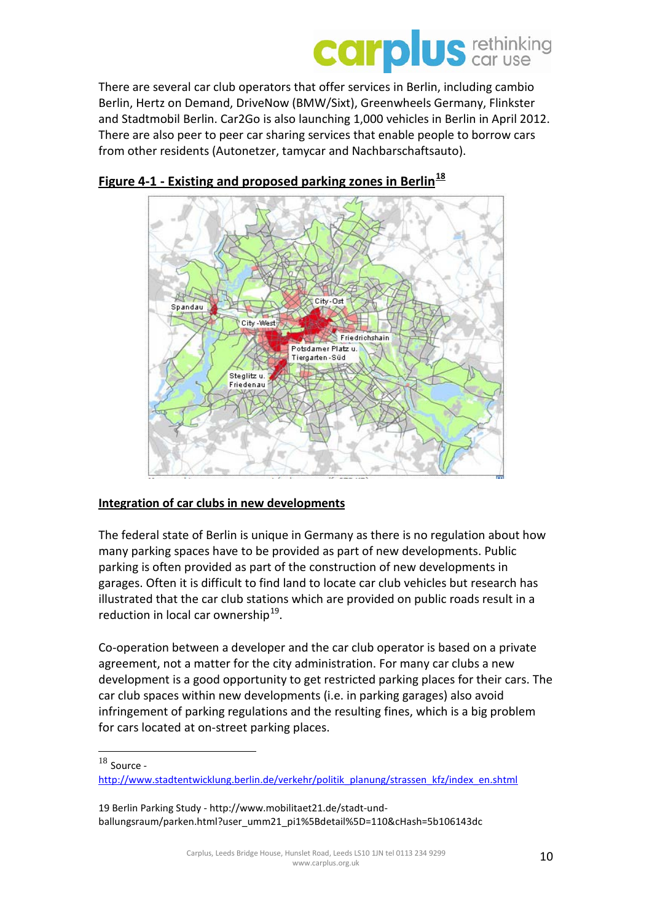There are several car club operators that offer services in Berlin, including cambio Berlin, Hertz on Demand, DriveNow (BMW/Sixt), Greenwheels Germany, Flinkster and Stadtmobil Berlin. Car2Go is also launching 1,000 vehicles in Berlin in April 2012. There are also peer to peer car sharing services that enable people to borrow cars from other residents (Autonetzer, tamycar and Nachbarschaftsauto).

**Figure 4-1 - Existing and proposed parking zones in Berlin**[18]

**Integration of car clubs in new developments**

The federal state of Berlin is unique in Germany as there is no regulation about how many parking spaces have to be provided as part of new developments. Public parking is often provided as part of the construction of new developments in garages. Often it is difficult to find land to locate car club vehicles but research has illustrated that the car club stations which are provided on public roads result in a reduction in local car ownership[19].

Co-operation between a developer and the car club operator is based on a private agreement, not a matter for the city administration. For many car clubs a new development is a good opportunity to get restricted parking places for their cars. The car club spaces within new developments (i.e. in parking garages) also avoid infringement of parking regulations and the resulting fines, which is a big problem for cars located at on-street parking places.

---

[18] Source - http://www.stadtentwicklung.berlin.de/verkehr/politik_planung/strassen_kfz/index_en.shtml

19 Berlin Parking Study - http://www.mobilitaet21.de/stadt-und-ballungsraum/parken.html?user_umm21_pi1%5Bdetail%5D=110&cHash=5b106143dc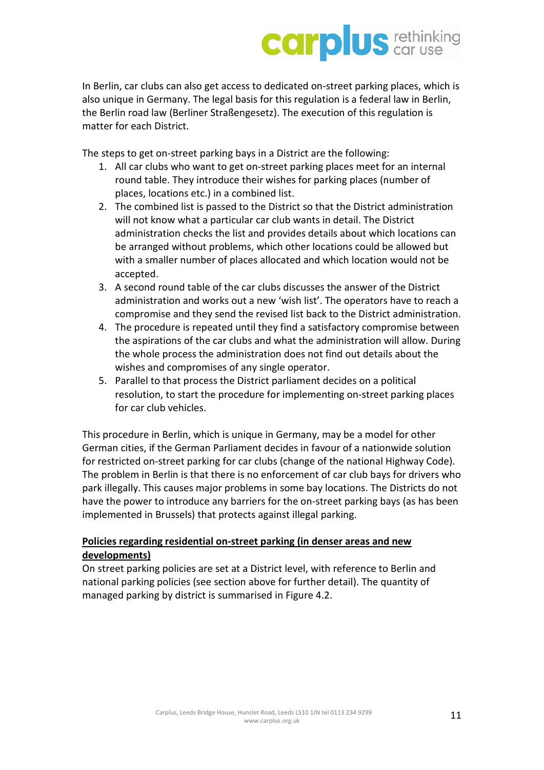In Berlin, car clubs can also get access to dedicated on-street parking places, which is also unique in Germany. The legal basis for this regulation is a federal law in Berlin, the Berlin road law (Berliner Straßengesetz). The execution of this regulation is matter for each District.

The steps to get on-street parking bays in a District are the following:

1. All car clubs who want to get on-street parking places meet for an internal round table. They introduce their wishes for parking places (number of places, locations etc.) in a combined list.
2. The combined list is passed to the District so that the District administration will not know what a particular car club wants in detail. The District administration checks the list and provides details about which locations can be arranged without problems, which other locations could be allowed but with a smaller number of places allocated and which location would not be accepted.
3. A second round table of the car clubs discusses the answer of the District administration and works out a new 'wish list'. The operators have to reach a compromise and they send the revised list back to the District administration.
4. The procedure is repeated until they find a satisfactory compromise between the aspirations of the car clubs and what the administration will allow. During the whole process the administration does not find out details about the wishes and compromises of any single operator.
5. Parallel to that process the District parliament decides on a political resolution, to start the procedure for implementing on-street parking places for car club vehicles.

This procedure in Berlin, which is unique in Germany, may be a model for other German cities, if the German Parliament decides in favour of a nationwide solution for restricted on-street parking for car clubs (change of the national Highway Code). The problem in Berlin is that there is no enforcement of car club bays for drivers who park illegally. This causes major problems in some bay locations. The Districts do not have the power to introduce any barriers for the on-street parking bays (as has been implemented in Brussels) that protects against illegal parking.

**Policies regarding residential on-street parking (in denser areas and new developments)**

On street parking policies are set at a District level, with reference to Berlin and national parking policies (see section above for further detail). The quantity of managed parking by district is summarised in Figure 4.2.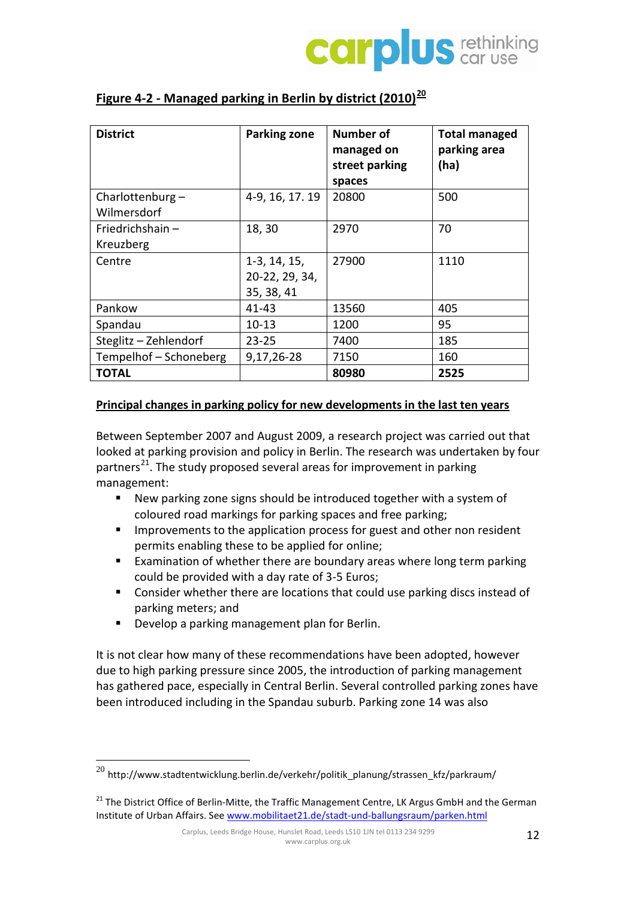**Figure 4-2 - Managed parking in Berlin by district (2010)[20]**

| District | Parking zone | Number of managed on street parking spaces | Total managed parking area (ha) |
|---|---|---|---|
| Charlottenburg – Wilmersdorf | 4-9, 16, 17. 19 | 20800 | 500 |
| Friedrichshain – Kreuzberg | 18, 30 | 2970 | 70 |
| Centre | 1-3, 14, 15, 20-22, 29, 34, 35, 38, 41 | 27900 | 1110 |
| Pankow | 41-43 | 13560 | 405 |
| Spandau | 10-13 | 1200 | 95 |
| Steglitz – Zehlendorf | 23-25 | 7400 | 185 |
| Tempelhof – Schoneberg | 9,17,26-28 | 7150 | 160 |
| **TOTAL** | | **80980** | **2525** |

**Principal changes in parking policy for new developments in the last ten years**

Between September 2007 and August 2009, a research project was carried out that looked at parking provision and policy in Berlin. The research was undertaken by four partners[21]. The study proposed several areas for improvement in parking management:

- New parking zone signs should be introduced together with a system of coloured road markings for parking spaces and free parking;
- Improvements to the application process for guest and other non resident permits enabling these to be applied for online;
- Examination of whether there are boundary areas where long term parking could be provided with a day rate of 3-5 Euros;
- Consider whether there are locations that could use parking discs instead of parking meters; and
- Develop a parking management plan for Berlin.

It is not clear how many of these recommendations have been adopted, however due to high parking pressure since 2005, the introduction of parking management has gathered pace, especially in Central Berlin. Several controlled parking zones have been introduced including in the Spandau suburb. Parking zone 14 was also

---

[20] http://www.stadtentwicklung.berlin.de/verkehr/politik_planung/strassen_kfz/parkraum/

[21] The District Office of Berlin-Mitte, the Traffic Management Centre, LK Argus GmbH and the German Institute of Urban Affairs. See www.mobilitaet21.de/stadt-und-ballungsraum/parken.html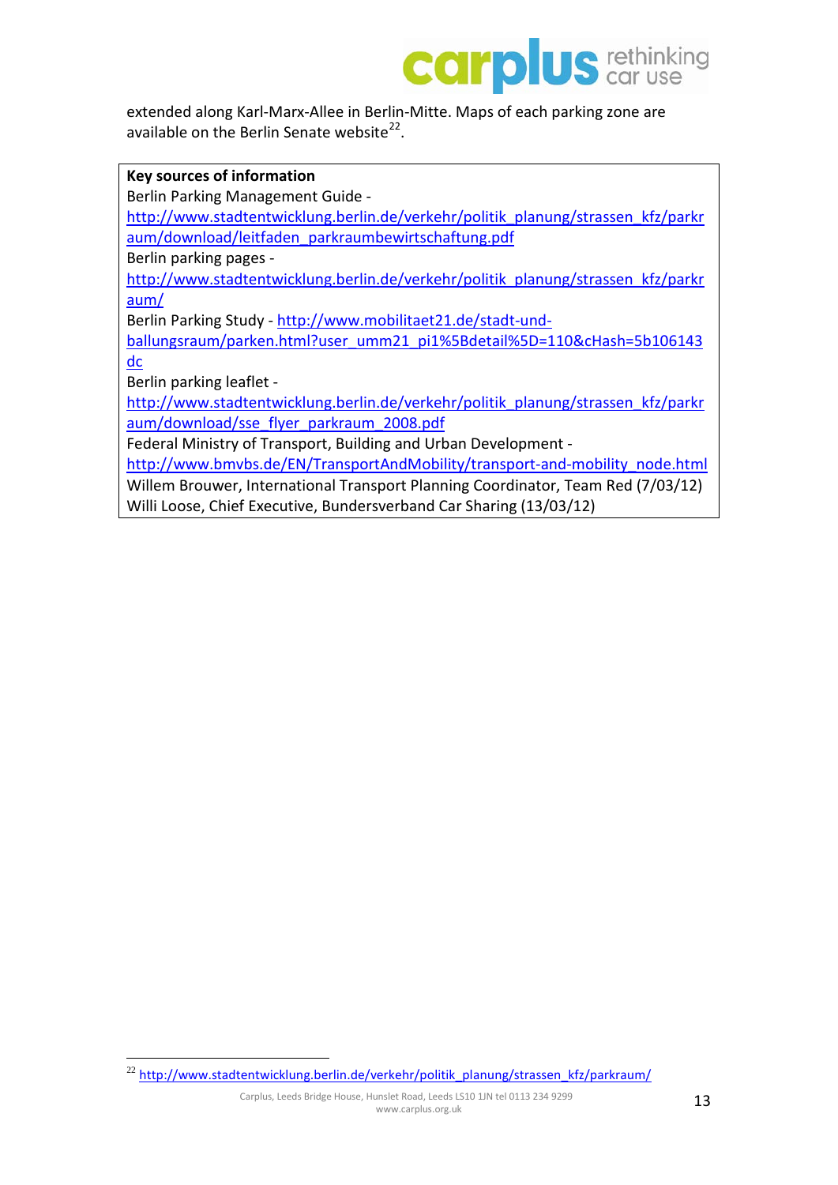extended along Karl-Marx-Allee in Berlin-Mitte. Maps of each parking zone are available on the Berlin Senate website[22].

**Key sources of information**

Berlin Parking Management Guide - http://www.stadtentwicklung.berlin.de/verkehr/politik_planung/strassen_kfz/parkraum/download/leitfaden_parkraumbewirtschaftung.pdf

Berlin parking pages - http://www.stadtentwicklung.berlin.de/verkehr/politik_planung/strassen_kfz/parkraum/

Berlin Parking Study - http://www.mobilitaet21.de/stadt-und-ballungsraum/parken.html?user_umm21_pi1%5Bdetail%5D=110&cHash=5b106143dc

Berlin parking leaflet - http://www.stadtentwicklung.berlin.de/verkehr/politik_planung/strassen_kfz/parkraum/download/sse_flyer_parkraum_2008.pdf

Federal Ministry of Transport, Building and Urban Development - http://www.bmvbs.de/EN/TransportAndMobility/transport-and-mobility_node.html

Willem Brouwer, International Transport Planning Coordinator, Team Red (7/03/12)

Willi Loose, Chief Executive, Bundersverband Car Sharing (13/03/12)

---

[22] http://www.stadtentwicklung.berlin.de/verkehr/politik_planung/strassen_kfz/parkraum/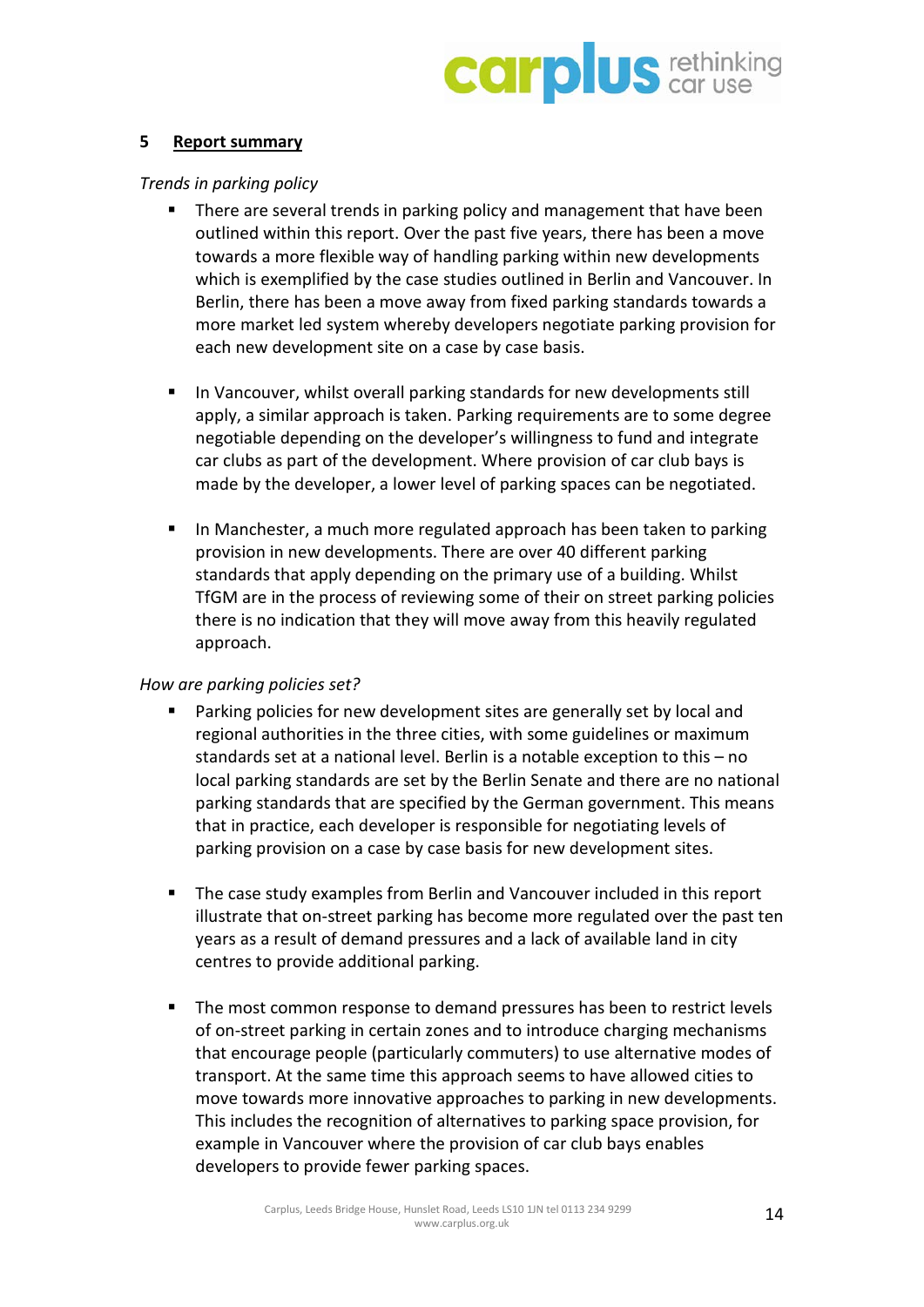## 5 Report summary

*Trends in parking policy*

- There are several trends in parking policy and management that have been outlined within this report. Over the past five years, there has been a move towards a more flexible way of handling parking within new developments which is exemplified by the case studies outlined in Berlin and Vancouver. In Berlin, there has been a move away from fixed parking standards towards a more market led system whereby developers negotiate parking provision for each new development site on a case by case basis.

- In Vancouver, whilst overall parking standards for new developments still apply, a similar approach is taken. Parking requirements are to some degree negotiable depending on the developer's willingness to fund and integrate car clubs as part of the development. Where provision of car club bays is made by the developer, a lower level of parking spaces can be negotiated.

- In Manchester, a much more regulated approach has been taken to parking provision in new developments. There are over 40 different parking standards that apply depending on the primary use of a building. Whilst TfGM are in the process of reviewing some of their on street parking policies there is no indication that they will move away from this heavily regulated approach.

*How are parking policies set?*

- Parking policies for new development sites are generally set by local and regional authorities in the three cities, with some guidelines or maximum standards set at a national level. Berlin is a notable exception to this – no local parking standards are set by the Berlin Senate and there are no national parking standards that are specified by the German government. This means that in practice, each developer is responsible for negotiating levels of parking provision on a case by case basis for new development sites.

- The case study examples from Berlin and Vancouver included in this report illustrate that on-street parking has become more regulated over the past ten years as a result of demand pressures and a lack of available land in city centres to provide additional parking.

- The most common response to demand pressures has been to restrict levels of on-street parking in certain zones and to introduce charging mechanisms that encourage people (particularly commuters) to use alternative modes of transport. At the same time this approach seems to have allowed cities to move towards more innovative approaches to parking in new developments. This includes the recognition of alternatives to parking space provision, for example in Vancouver where the provision of car club bays enables developers to provide fewer parking spaces.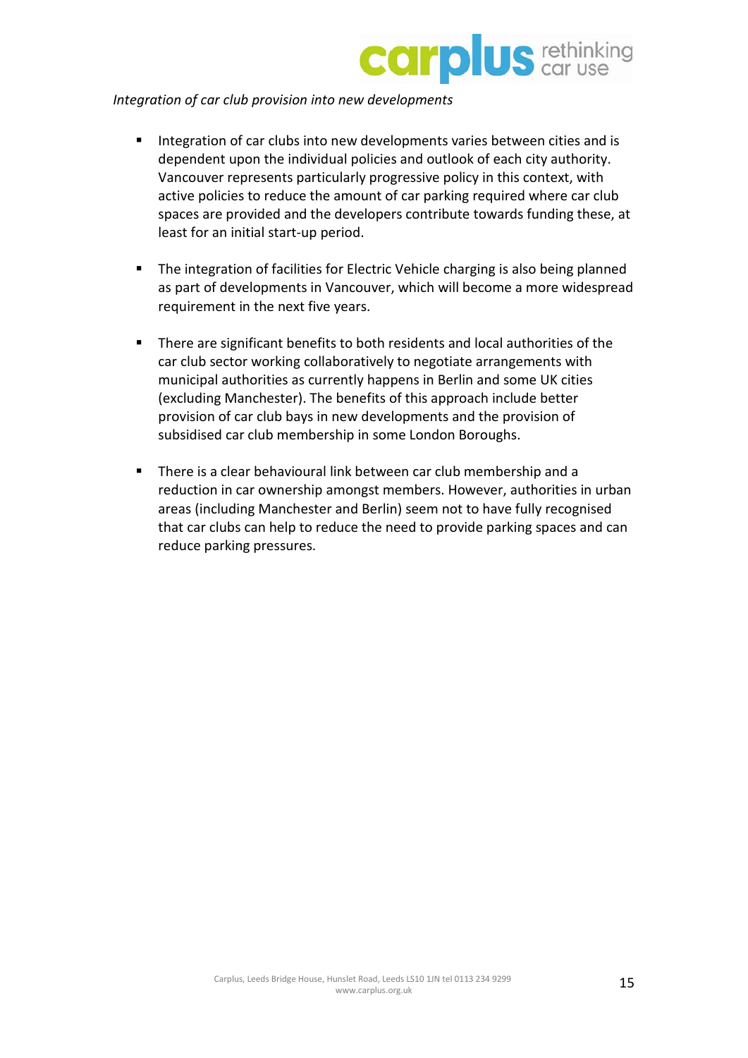*Integration of car club provision into new developments*

- Integration of car clubs into new developments varies between cities and is dependent upon the individual policies and outlook of each city authority. Vancouver represents particularly progressive policy in this context, with active policies to reduce the amount of car parking required where car club spaces are provided and the developers contribute towards funding these, at least for an initial start-up period.

- The integration of facilities for Electric Vehicle charging is also being planned as part of developments in Vancouver, which will become a more widespread requirement in the next five years.

- There are significant benefits to both residents and local authorities of the car club sector working collaboratively to negotiate arrangements with municipal authorities as currently happens in Berlin and some UK cities (excluding Manchester). The benefits of this approach include better provision of car club bays in new developments and the provision of subsidised car club membership in some London Boroughs.

- There is a clear behavioural link between car club membership and a reduction in car ownership amongst members. However, authorities in urban areas (including Manchester and Berlin) seem not to have fully recognised that car clubs can help to reduce the need to provide parking spaces and can reduce parking pressures.